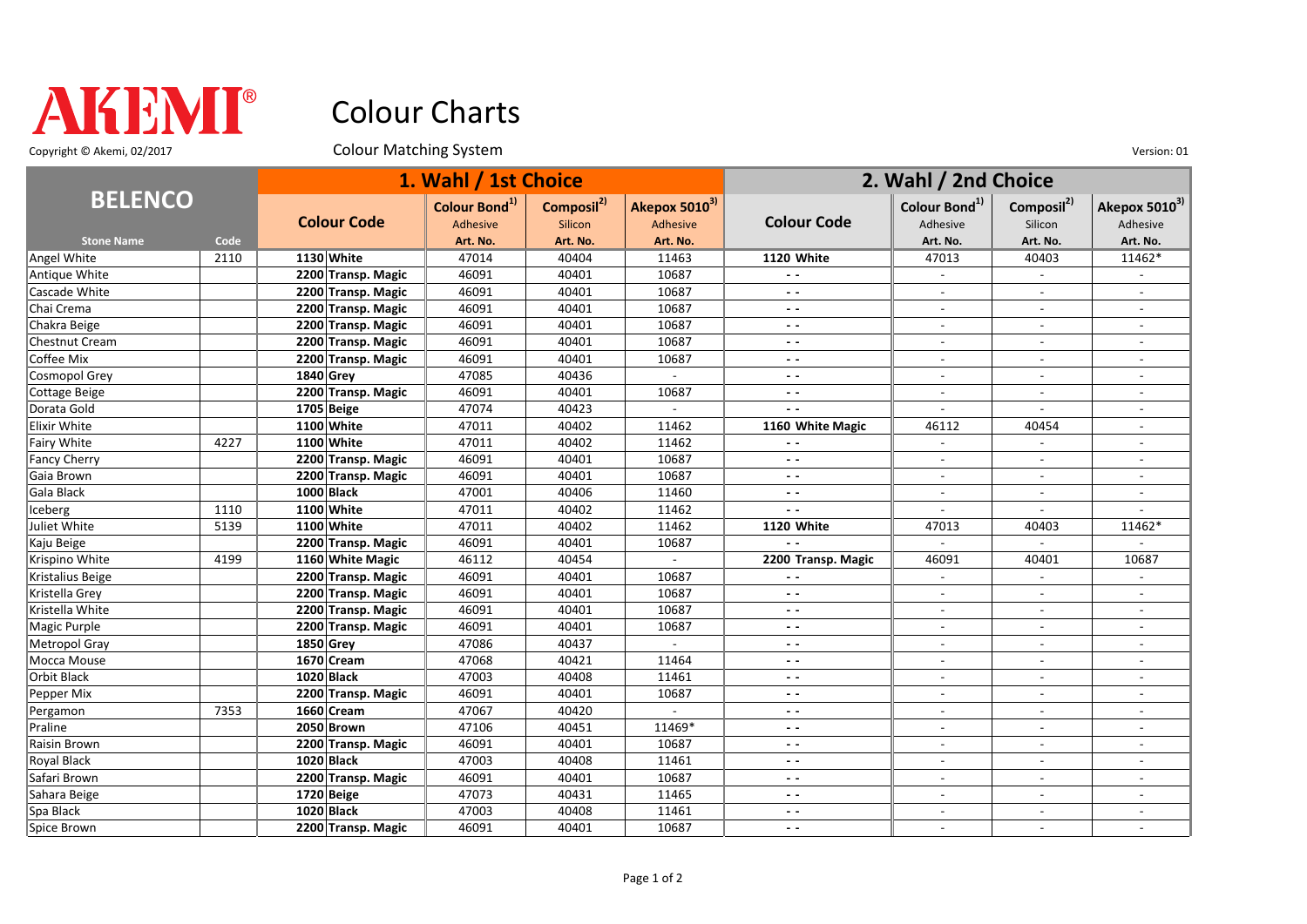# AKEMI®

# Colour Charts

Copyright © Akemi, 02/2017

Colour Matching System

Version: 01

| BELENCO | | 1. Wahl / 1st Choice | | | | 2. Wahl / 2nd Choice | | | |
|---|---|---|---|---|---|---|---|---|---|
| | | Colour Code | Colour Bond[1)] Adhesive | Composil[2)] Silicon | Akepox 5010[3)] Adhesive | Colour Code | Colour Bond[1)] Adhesive | Composil[2)] Silicon | Akepox 5010[3)] Adhesive |
| Stone Name | Code | | Art. No. | Art. No. | Art. No. | | Art. No. | Art. No. | Art. No. |
| Angel White | 2110 | **1130 White** | 47014 | 40404 | 11463 | **1120 White** | 47013 | 40403 | 11462* |
| Antique White | | **2200 Transp. Magic** | 46091 | 40401 | 10687 | - - | - | - | - |
| Cascade White | | **2200 Transp. Magic** | 46091 | 40401 | 10687 | - - | - | - | - |
| Chai Crema | | **2200 Transp. Magic** | 46091 | 40401 | 10687 | - - | - | - | - |
| Chakra Beige | | **2200 Transp. Magic** | 46091 | 40401 | 10687 | - - | - | - | - |
| Chestnut Cream | | **2200 Transp. Magic** | 46091 | 40401 | 10687 | - - | - | - | - |
| Coffee Mix | | **2200 Transp. Magic** | 46091 | 40401 | 10687 | - - | - | - | - |
| Cosmopol Grey | | **1840 Grey** | 47085 | 40436 | - | - - | - | - | - |
| Cottage Beige | | **2200 Transp. Magic** | 46091 | 40401 | 10687 | - - | - | - | - |
| Dorata Gold | | **1705 Beige** | 47074 | 40423 | - | - - | - | - | - |
| Elixir White | | **1100 White** | 47011 | 40402 | 11462 | **1160 White Magic** | 46112 | 40454 | - |
| Fairy White | 4227 | **1100 White** | 47011 | 40402 | 11462 | - - | - | - | - |
| Fancy Cherry | | **2200 Transp. Magic** | 46091 | 40401 | 10687 | - - | - | - | - |
| Gaia Brown | | **2200 Transp. Magic** | 46091 | 40401 | 10687 | - - | - | - | - |
| Gala Black | | **1000 Black** | 47001 | 40406 | 11460 | - - | - | - | - |
| Iceberg | 1110 | **1100 White** | 47011 | 40402 | 11462 | - - | - | - | - |
| Juliet White | 5139 | **1100 White** | 47011 | 40402 | 11462 | **1120 White** | 47013 | 40403 | 11462* |
| Kaju Beige | | **2200 Transp. Magic** | 46091 | 40401 | 10687 | - - | - | - | - |
| Krispino White | 4199 | **1160 White Magic** | 46112 | 40454 | - | **2200 Transp. Magic** | 46091 | 40401 | 10687 |
| Kristalius Beige | | **2200 Transp. Magic** | 46091 | 40401 | 10687 | - - | - | - | - |
| Kristella Grey | | **2200 Transp. Magic** | 46091 | 40401 | 10687 | - - | - | - | - |
| Kristella White | | **2200 Transp. Magic** | 46091 | 40401 | 10687 | - - | - | - | - |
| Magic Purple | | **2200 Transp. Magic** | 46091 | 40401 | 10687 | - - | - | - | - |
| Metropol Gray | | **1850 Grey** | 47086 | 40437 | - | - - | - | - | - |
| Mocca Mouse | | **1670 Cream** | 47068 | 40421 | 11464 | - - | - | - | - |
| Orbit Black | | **1020 Black** | 47003 | 40408 | 11461 | - - | - | - | - |
| Pepper Mix | | **2200 Transp. Magic** | 46091 | 40401 | 10687 | - - | - | - | - |
| Pergamon | 7353 | **1660 Cream** | 47067 | 40420 | - | - - | - | - | - |
| Praline | | **2050 Brown** | 47106 | 40451 | 11469* | - - | - | - | - |
| Raisin Brown | | **2200 Transp. Magic** | 46091 | 40401 | 10687 | - - | - | - | - |
| Royal Black | | **1020 Black** | 47003 | 40408 | 11461 | - - | - | - | - |
| Safari Brown | | **2200 Transp. Magic** | 46091 | 40401 | 10687 | - - | - | - | - |
| Sahara Beige | | **1720 Beige** | 47073 | 40431 | 11465 | - - | - | - | - |
| Spa Black | | **1020 Black** | 47003 | 40408 | 11461 | - - | - | - | - |
| Spice Brown | | **2200 Transp. Magic** | 46091 | 40401 | 10687 | - - | - | - | - |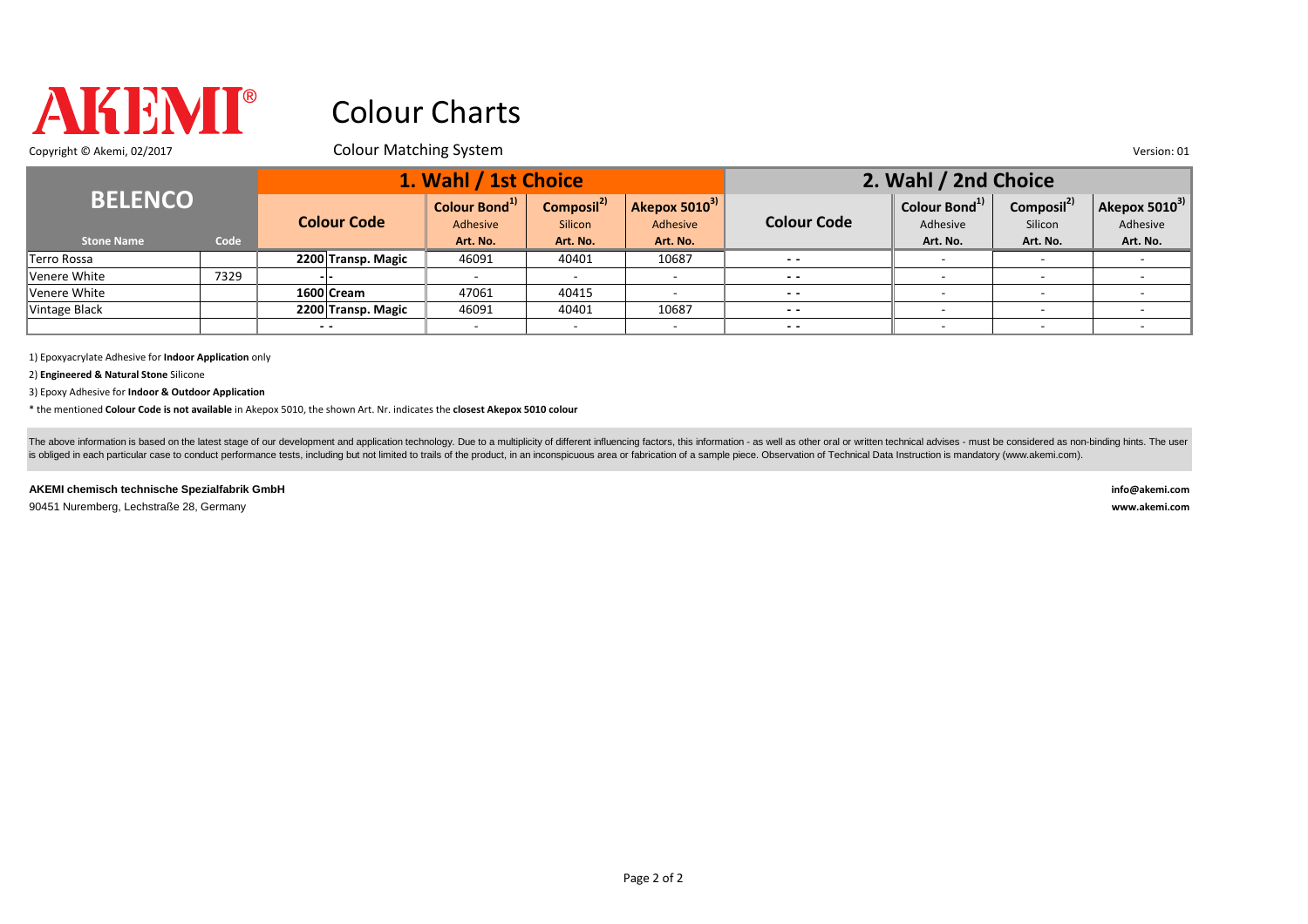# AKEMI®

## Colour Charts

Copyright © Akemi, 02/2017

Colour Matching System

Version: 01

| BELENCO | | 1. Wahl / 1st Choice | | | | | 2. Wahl / 2nd Choice | | | |
|---|---|---|---|---|---|---|---|---|---|---|
| | | Colour Code | | Colour Bond[1) ] Adhesive | Composil[2)] Silicon | Akepox 5010[3)] Adhesive | Colour Code | Colour Bond[1)] Adhesive | Composil[2)] Silicon | Akepox 5010[3)] Adhesive |
| **Stone Name** | **Code** | | | **Art. No.** | **Art. No.** | **Art. No.** | | **Art. No.** | **Art. No.** | **Art. No.** |
| Terro Rossa | | 2200 | Transp. Magic | 46091 | 40401 | 10687 | - - | - | - | - |
| Venere White | 7329 | - | - | - | - | - | - - | - | - | - |
| Venere White | | 1600 | Cream | 47061 | 40415 | - | - - | - | - | - |
| Vintage Black | | 2200 | Transp. Magic | 46091 | 40401 | 10687 | - - | - | - | - |
| | | - - | | - | - | - | - - | - | - | - |

1) Epoxyacrylate Adhesive for **Indoor Application** only

2) **Engineered & Natural Stone** Silicone

3) Epoxy Adhesive for **Indoor & Outdoor Application**

* the mentioned **Colour Code is not available** in Akepox 5010, the shown Art. Nr. indicates the **closest Akepox 5010 colour**

The above information is based on the latest stage of our development and application technology. Due to a multiplicity of different influencing factors, this information - as well as other oral or written technical advises - must be considered as non-binding hints. The user is obliged in each particular case to conduct performance tests, including but not limited to trails of the product, in an inconspicuous area or fabrication of a sample piece. Observation of Technical Data Instruction is mandatory (www.akemi.com).

**AKEMI chemisch technische Spezialfabrik GmbH**

90451 Nuremberg, Lechstraße 28, Germany

**info@akemi.com**

**www.akemi.com**